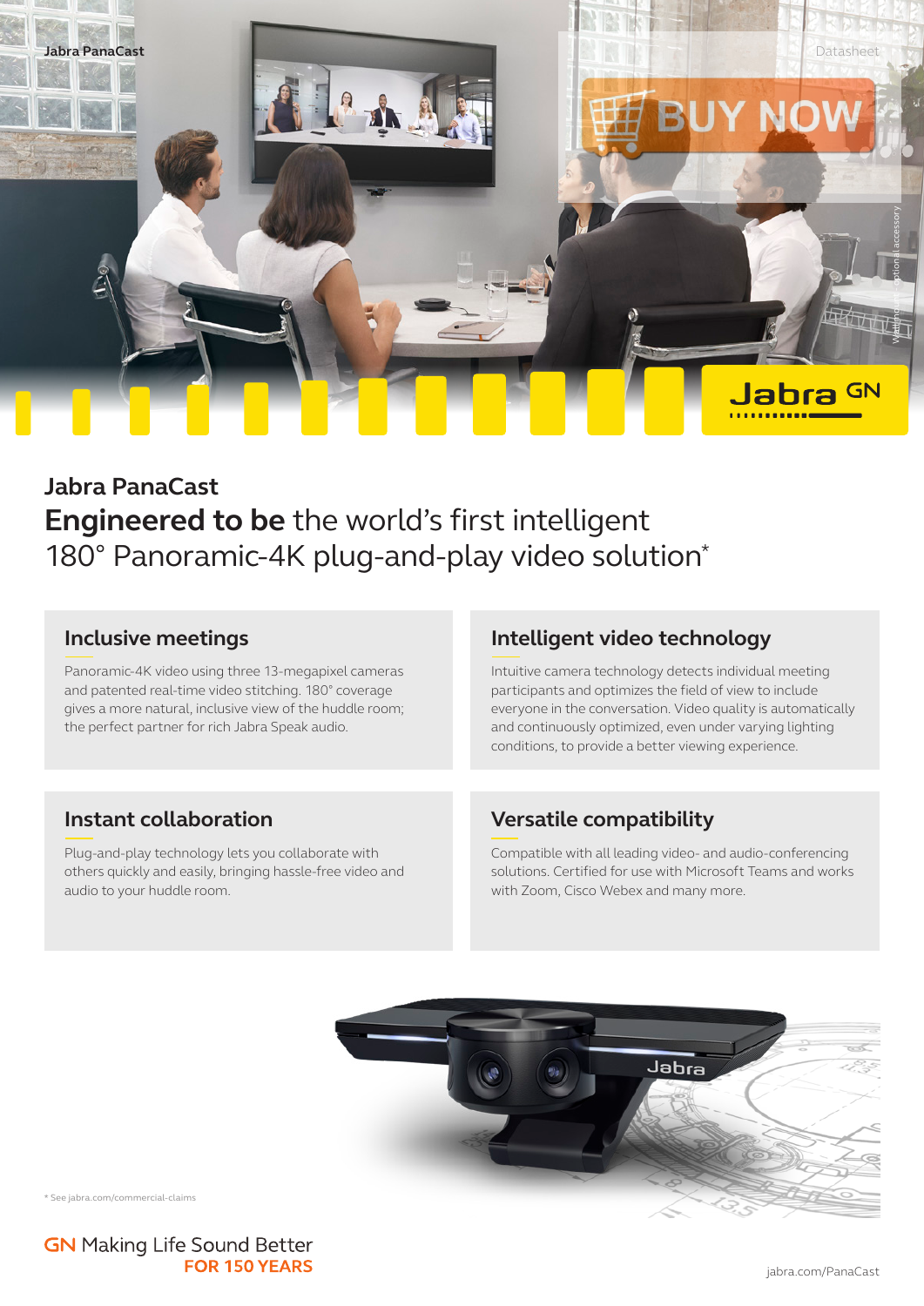Jabra PanaCast

Datasheet

BUY NOW

## Jabra PanaCast

# **Engineered to be** the world's first intelligent 180° Panoramic-4K plug-and-play video solution*

### Inclusive meetings

Panoramic-4K video using three 13-megapixel cameras and patented real-time video stitching. 180° coverage gives a more natural, inclusive view of the huddle room; the perfect partner for rich Jabra Speak audio.

### Intelligent video technology

Intuitive camera technology detects individual meeting participants and optimizes the field of view to include everyone in the conversation. Video quality is automatically and continuously optimized, even under varying lighting conditions, to provide a better viewing experience.

### Instant collaboration

Plug-and-play technology lets you collaborate with others quickly and easily, bringing hassle-free video and audio to your huddle room.

### Versatile compatibility

Compatible with all leading video- and audio-conferencing solutions. Certified for use with Microsoft Teams and works with Zoom, Cisco Webex and many more.

* See jabra.com/commercial-claims

GN Making Life Sound Better FOR 150 YEARS

jabra.com/PanaCast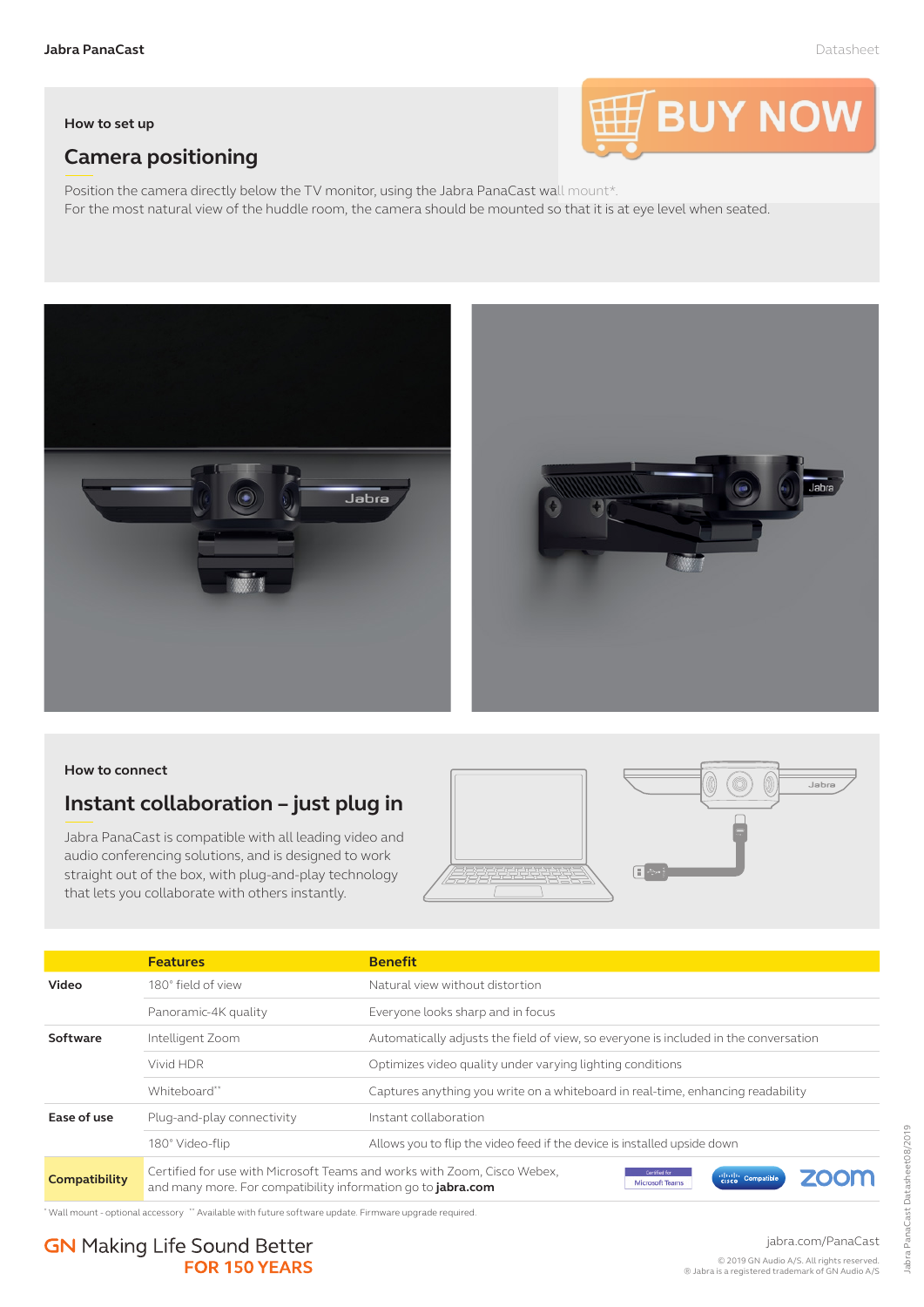## How to set up

# Camera positioning

Position the camera directly below the TV monitor, using the Jabra PanaCast wall mount*.
For the most natural view of the huddle room, the camera should be mounted so that it is at eye level when seated.

## How to connect

# Instant collaboration – just plug in

Jabra PanaCast is compatible with all leading video and audio conferencing solutions, and is designed to work straight out of the box, with plug-and-play technology that lets you collaborate with others instantly.

| | Features | Benefit |
|---|---|---|
| **Video** | 180° field of view | Natural view without distortion |
| | Panoramic-4K quality | Everyone looks sharp and in focus |
| **Software** | Intelligent Zoom | Automatically adjusts the field of view, so everyone is included in the conversation |
| | Vivid HDR | Optimizes video quality under varying lighting conditions |
| | Whiteboard** | Captures anything you write on a whiteboard in real-time, enhancing readability |
| **Ease of use** | Plug-and-play connectivity | Instant collaboration |
| | 180° Video-flip | Allows you to flip the video feed if the device is installed upside down |
| **Compatibility** | Certified for use with Microsoft Teams and works with Zoom, Cisco Webex, and many more. For compatibility information go to **jabra.com** | |

* Wall mount - optional accessory ** Available with future software update. Firmware upgrade required.

GN Making Life Sound Better
FOR 150 YEARS

jabra.com/PanaCast

© 2019 GN Audio A/S. All rights reserved.
® Jabra is a registered trademark of GN Audio A/S